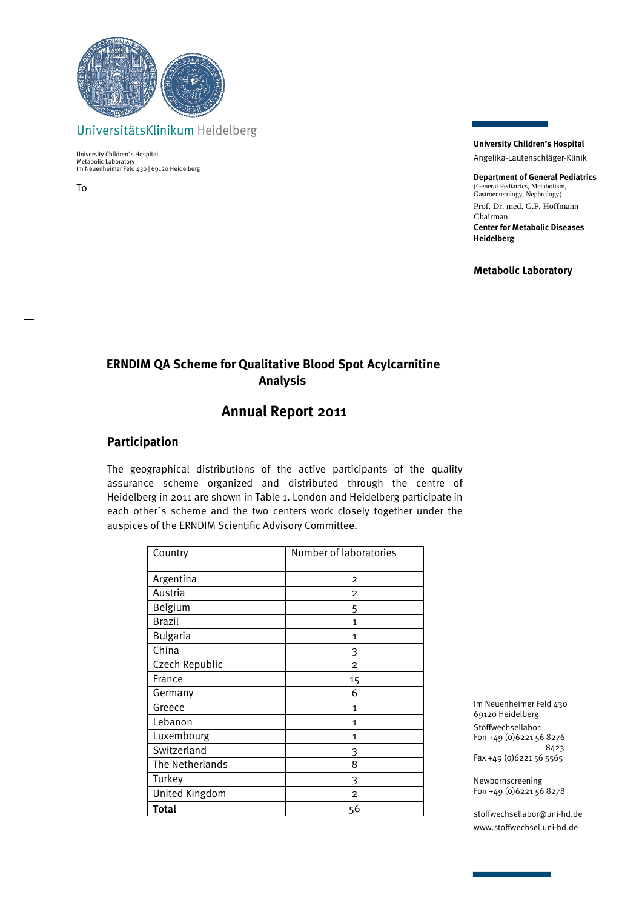UniversitätsKlinikum Heidelberg

University Children´s Hospital
Metabolic Laboratory
Im Neuenheimer Feld 430 | 69120 Heidelberg

To

**University Children's Hospital**
Angelika-Lautenschläger-Klinik

**Department of General Pediatrics**
(General Pediatrics, Metabolism, Gastroenterology, Nephrology)
Prof. Dr. med. G.F. Hoffmann
Chairman
**Center for Metabolic Diseases Heidelberg**

**Metabolic Laboratory**

# ERNDIM QA Scheme for Qualitative Blood Spot Acylcarnitine Analysis

## Annual Report 2011

### Participation

The geographical distributions of the active participants of the quality assurance scheme organized and distributed through the centre of Heidelberg in 2011 are shown in Table 1. London and Heidelberg participate in each other´s scheme and the two centers work closely together under the auspices of the ERNDIM Scientific Advisory Committee.

| Country | Number of laboratories |
|---|---|
| Argentina | 2 |
| Austria | 2 |
| Belgium | 5 |
| Brazil | 1 |
| Bulgaria | 1 |
| China | 3 |
| Czech Republic | 2 |
| France | 15 |
| Germany | 6 |
| Greece | 1 |
| Lebanon | 1 |
| Luxembourg | 1 |
| Switzerland | 3 |
| The Netherlands | 8 |
| Turkey | 3 |
| United Kingdom | 2 |
| **Total** | 56 |

Im Neuenheimer Feld 430
69120 Heidelberg
Stoffwechsellabor:
Fon +49 (0)6221 56 8276
8423
Fax +49 (0)6221 56 5565

Newbornscreening
Fon +49 (0)6221 56 8278

stoffwechsellabor@uni-hd.de
www.stoffwechsel.uni-hd.de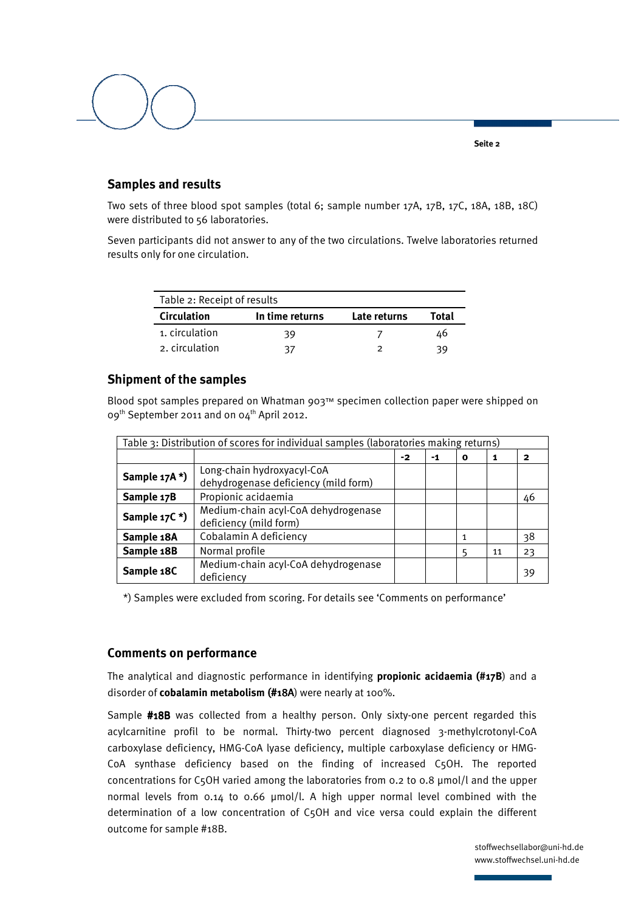## Samples and results

Two sets of three blood spot samples (total 6; sample number 17A, 17B, 17C, 18A, 18B, 18C) were distributed to 56 laboratories.

Seven participants did not answer to any of the two circulations. Twelve laboratories returned results only for one circulation.

| Table 2: Receipt of results | | | |
|---|---|---|---|
| **Circulation** | **In time returns** | **Late returns** | **Total** |
| 1. circulation | 39 | 7 | 46 |
| 2. circulation | 37 | 2 | 39 |

## Shipment of the samples

Blood spot samples prepared on Whatman 903™ specimen collection paper were shipped on 09th September 2011 and on 04th April 2012.

| Table 3: Distribution of scores for individual samples (laboratories making returns) | | | | | | |
|---|---|---|---|---|---|---|
| | | **-2** | **-1** | **0** | **1** | **2** |
| **Sample 17A \*)** | Long-chain hydroxyacyl-CoA dehydrogenase deficiency (mild form) | | | | | |
| **Sample 17B** | Propionic acidaemia | | | | | 46 |
| **Sample 17C \*)** | Medium-chain acyl-CoA dehydrogenase deficiency (mild form) | | | | | |
| **Sample 18A** | Cobalamin A deficiency | | | 1 | | 38 |
| **Sample 18B** | Normal profile | | | 5 | 11 | 23 |
| **Sample 18C** | Medium-chain acyl-CoA dehydrogenase deficiency | | | | | 39 |

*) Samples were excluded from scoring. For details see 'Comments on performance'

## Comments on performance

The analytical and diagnostic performance in identifying **propionic acidaemia (#17B**) and a disorder of **cobalamin metabolism (#18A**) were nearly at 100%.

Sample **#18B** was collected from a healthy person. Only sixty-one percent regarded this acylcarnitine profil to be normal. Thirty-two percent diagnosed 3-methylcrotonyl-CoA carboxylase deficiency, HMG-CoA lyase deficiency, multiple carboxylase deficiency or HMG-CoA synthase deficiency based on the finding of increased C5OH. The reported concentrations for C5OH varied among the laboratories from 0.2 to 0.8 µmol/l and the upper normal levels from 0.14 to 0.66 µmol/l. A high upper normal level combined with the determination of a low concentration of C5OH and vice versa could explain the different outcome for sample #18B.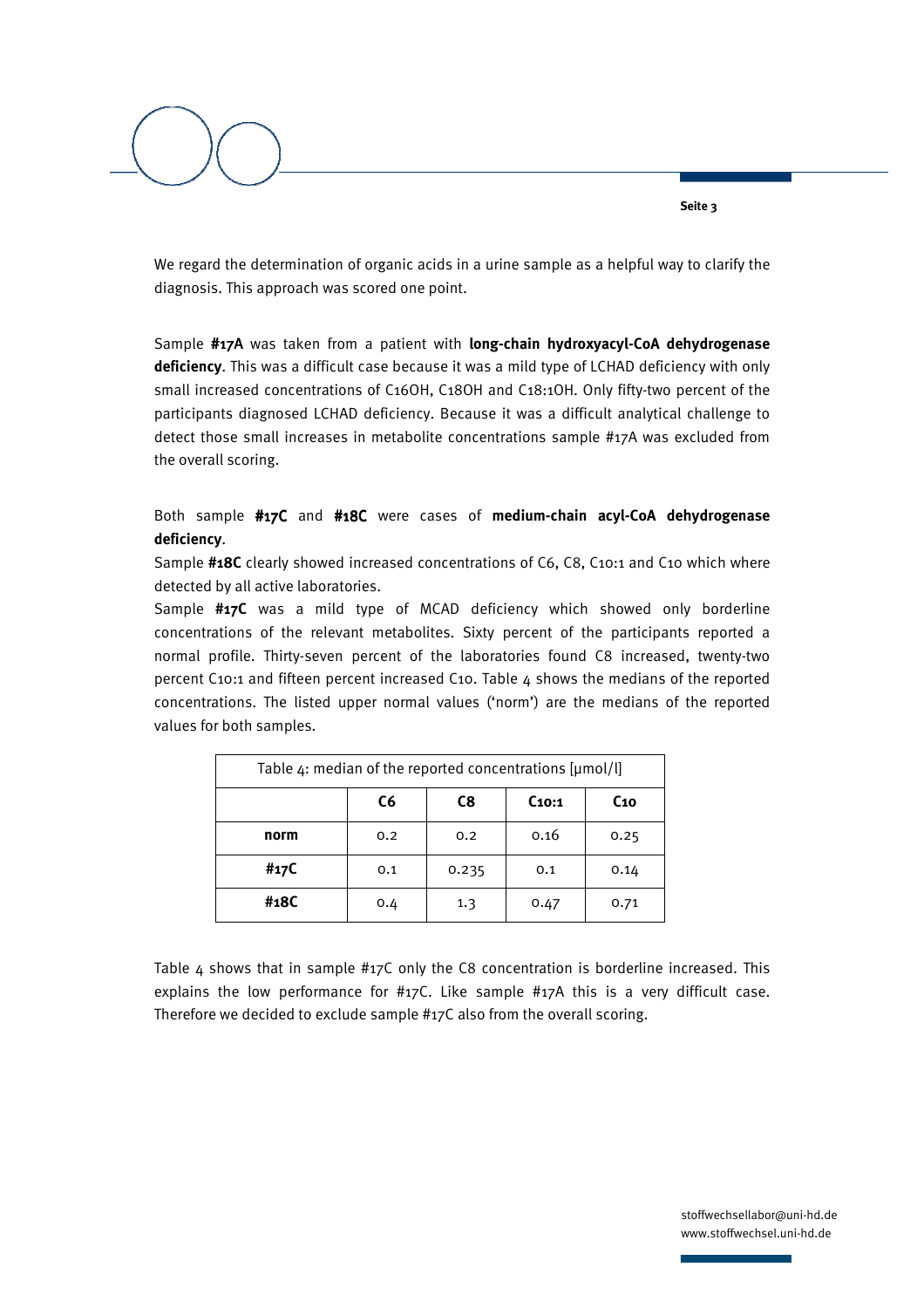We regard the determination of organic acids in a urine sample as a helpful way to clarify the diagnosis. This approach was scored one point.

Sample **#17A** was taken from a patient with **long-chain hydroxyacyl-CoA dehydrogenase deficiency**. This was a difficult case because it was a mild type of LCHAD deficiency with only small increased concentrations of C16OH, C18OH and C18:1OH. Only fifty-two percent of the participants diagnosed LCHAD deficiency. Because it was a difficult analytical challenge to detect those small increases in metabolite concentrations sample #17A was excluded from the overall scoring.

Both sample **#17C** and **#18C** were cases of **medium-chain acyl-CoA dehydrogenase deficiency**.

Sample **#18C** clearly showed increased concentrations of C6, C8, C10:1 and C10 which where detected by all active laboratories.

Sample **#17C** was a mild type of MCAD deficiency which showed only borderline concentrations of the relevant metabolites. Sixty percent of the participants reported a normal profile. Thirty-seven percent of the laboratories found C8 increased, twenty-two percent C10:1 and fifteen percent increased C10. Table 4 shows the medians of the reported concentrations. The listed upper normal values ('norm') are the medians of the reported values for both samples.

| Table 4: median of the reported concentrations [µmol/l] | | | | |
|---|---|---|---|---|
| | C6 | C8 | C10:1 | C10 |
| **norm** | 0.2 | 0.2 | 0.16 | 0.25 |
| **#17C** | 0.1 | 0.235 | 0.1 | 0.14 |
| **#18C** | 0.4 | 1.3 | 0.47 | 0.71 |

Table 4 shows that in sample #17C only the C8 concentration is borderline increased. This explains the low performance for #17C. Like sample #17A this is a very difficult case. Therefore we decided to exclude sample #17C also from the overall scoring.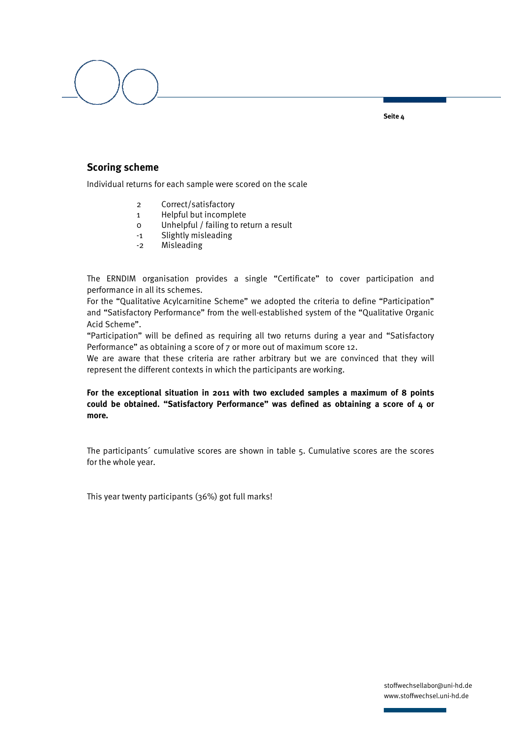## Scoring scheme

Individual returns for each sample were scored on the scale

| | |
|---|---|
| 2 | Correct/satisfactory |
| 1 | Helpful but incomplete |
| 0 | Unhelpful / failing to return a result |
| -1 | Slightly misleading |
| -2 | Misleading |

The ERNDIM organisation provides a single "Certificate" to cover participation and performance in all its schemes.
For the "Qualitative Acylcarnitine Scheme" we adopted the criteria to define "Participation" and "Satisfactory Performance" from the well-established system of the "Qualitative Organic Acid Scheme".
"Participation" will be defined as requiring all two returns during a year and "Satisfactory Performance" as obtaining a score of 7 or more out of maximum score 12.
We are aware that these criteria are rather arbitrary but we are convinced that they will represent the different contexts in which the participants are working.

**For the exceptional situation in 2011 with two excluded samples a maximum of 8 points could be obtained. "Satisfactory Performance" was defined as obtaining a score of 4 or more.**

The participants´ cumulative scores are shown in table 5. Cumulative scores are the scores for the whole year.

This year twenty participants (36%) got full marks!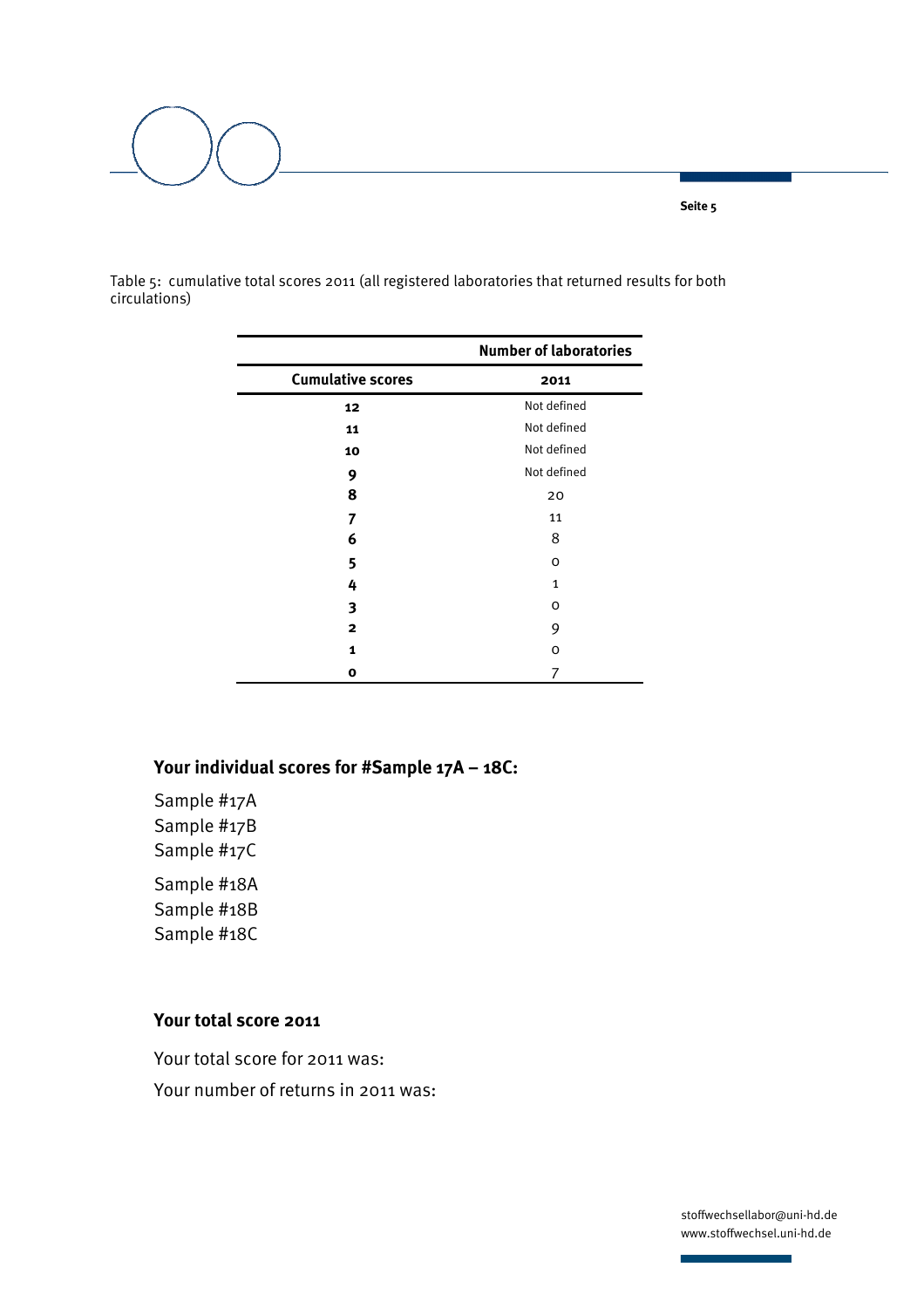Table 5: cumulative total scores 2011 (all registered laboratories that returned results for both circulations)

| | Number of laboratories |
|---|---|
| **Cumulative scores** | **2011** |
| **12** | Not defined |
| **11** | Not defined |
| **10** | Not defined |
| **9** | Not defined |
| **8** | 20 |
| **7** | 11 |
| **6** | 8 |
| **5** | 0 |
| **4** | 1 |
| **3** | 0 |
| **2** | 9 |
| **1** | 0 |
| **0** | 7 |

### Your individual scores for #Sample 17A – 18C:

Sample #17A
Sample #17B
Sample #17C

Sample #18A
Sample #18B
Sample #18C

### Your total score 2011

Your total score for 2011 was:

Your number of returns in 2011 was:

stoffwechsellabor@uni-hd.de
www.stoffwechsel.uni-hd.de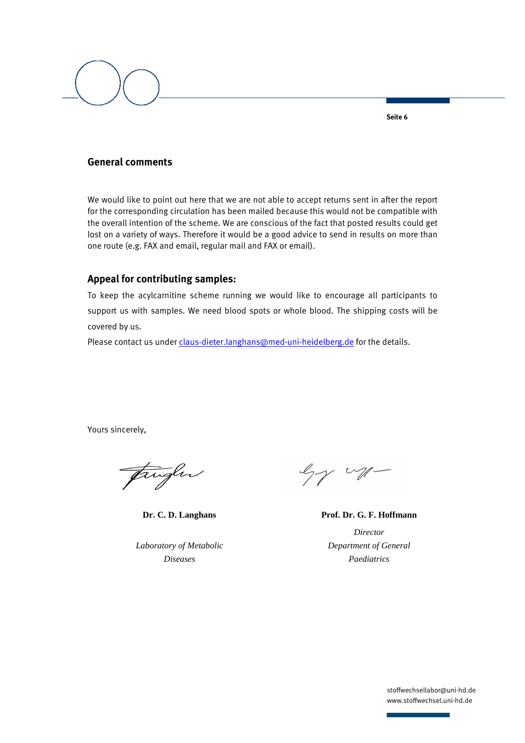## General comments

We would like to point out here that we are not able to accept returns sent in after the report for the corresponding circulation has been mailed because this would not be compatible with the overall intention of the scheme. We are conscious of the fact that posted results could get lost on a variety of ways. Therefore it would be a good advice to send in results on more than one route (e.g. FAX and email, regular mail and FAX or email).

## Appeal for contributing samples:

To keep the acylcarnitine scheme running we would like to encourage all participants to support us with samples. We need blood spots or whole blood. The shipping costs will be covered by us.

Please contact us under claus-dieter.langhans@med-uni-heidelberg.de for the details.

Yours sincerely,

| | |
|---|---|
| **Dr. C. D. Langhans** | **Prof. Dr. G. F. Hoffmann** |
| | *Director* |
| *Laboratory of Metabolic Diseases* | *Department of General Paediatrics* |

stoffwechsellabor@uni-hd.de
www.stoffwechsel.uni-hd.de